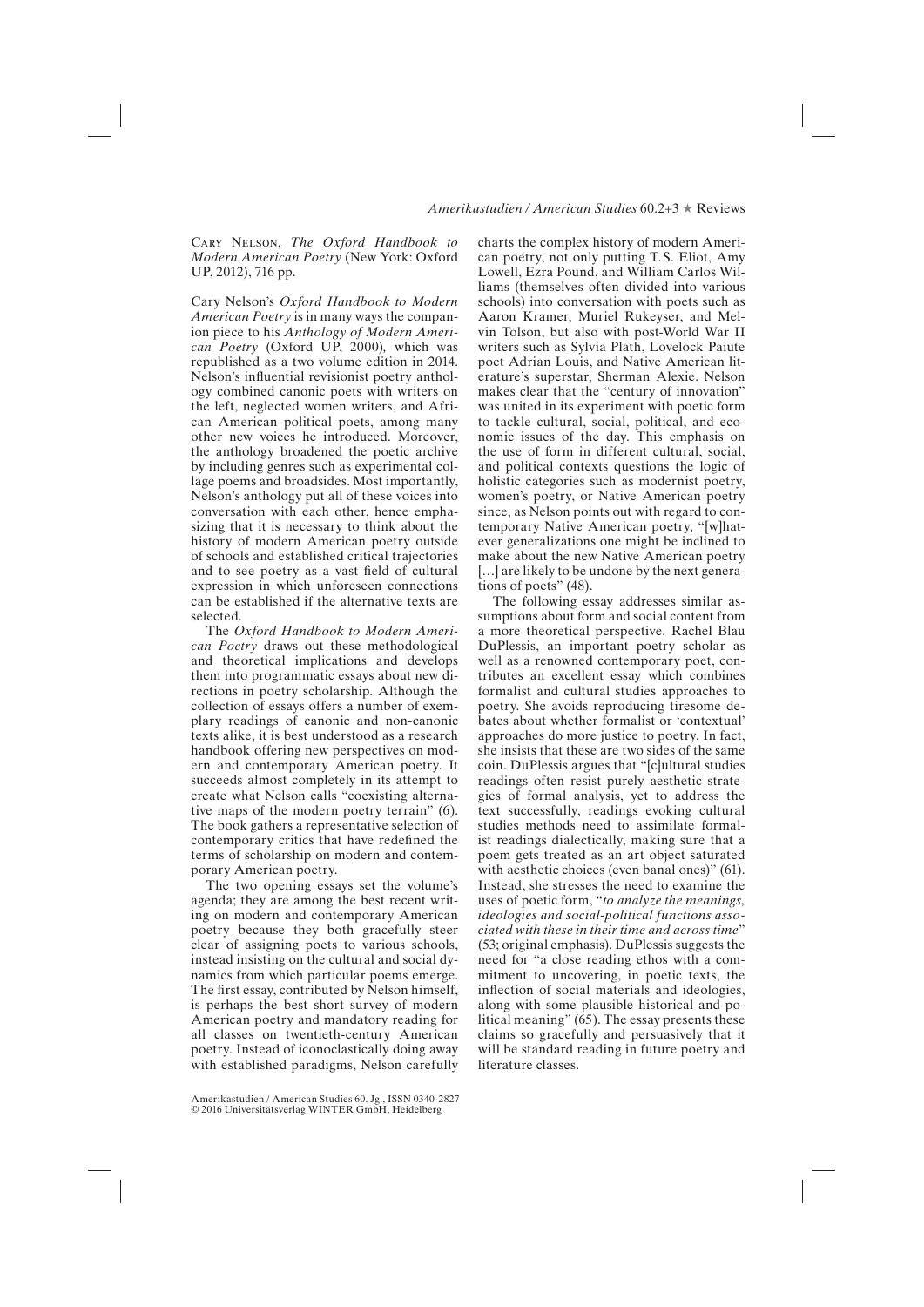Cary Nelson, *The Oxford Handbook to Modern American Poetry* (New York: Oxford UP, 2012), 716 pp.

Cary Nelson's *Oxford Handbook to Modern American Poetry* is in many ways the companion piece to his *Anthology of Modern American Poetry* (Oxford UP, 2000), which was republished as a two volume edition in 2014. Nelson's influential revisionist poetry anthology combined canonic poets with writers on the left, neglected women writers, and African American political poets, among many other new voices he introduced. Moreover, the anthology broadened the poetic archive by including genres such as experimental collage poems and broadsides. Most importantly, Nelson's anthology put all of these voices into conversation with each other, hence emphasizing that it is necessary to think about the history of modern American poetry outside of schools and established critical trajectories and to see poetry as a vast field of cultural expression in which unforeseen connections can be established if the alternative texts are selected.

The *Oxford Handbook to Modern American Poetry* draws out these methodological and theoretical implications and develops them into programmatic essays about new directions in poetry scholarship. Although the collection of essays offers a number of exemplary readings of canonic and non-canonic texts alike, it is best understood as a research handbook offering new perspectives on modern and contemporary American poetry. It succeeds almost completely in its attempt to create what Nelson calls "coexisting alternative maps of the modern poetry terrain" (6). The book gathers a representative selection of contemporary critics that have redefined the terms of scholarship on modern and contemporary American poetry.

The two opening essays set the volume's agenda; they are among the best recent writing on modern and contemporary American poetry because they both gracefully steer clear of assigning poets to various schools, instead insisting on the cultural and social dynamics from which particular poems emerge. The first essay, contributed by Nelson himself, is perhaps the best short survey of modern American poetry and mandatory reading for all classes on twentieth-century American poetry. Instead of iconoclastically doing away with established paradigms, Nelson carefully charts the complex history of modern American poetry, not only putting T.S. Eliot, Amy Lowell, Ezra Pound, and William Carlos Williams (themselves often divided into various schools) into conversation with poets such as Aaron Kramer, Muriel Rukeyser, and Melvin Tolson, but also with post-World War II writers such as Sylvia Plath, Lovelock Paiute poet Adrian Louis, and Native American literature's superstar, Sherman Alexie. Nelson makes clear that the "century of innovation" was united in its experiment with poetic form to tackle cultural, social, political, and economic issues of the day. This emphasis on the use of form in different cultural, social, and political contexts questions the logic of holistic categories such as modernist poetry, women's poetry, or Native American poetry since, as Nelson points out with regard to contemporary Native American poetry, "[w]hatever generalizations one might be inclined to make about the new Native American poetry [...] are likely to be undone by the next generations of poets" (48).

The following essay addresses similar assumptions about form and social content from a more theoretical perspective. Rachel Blau DuPlessis, an important poetry scholar as well as a renowned contemporary poet, contributes an excellent essay which combines formalist and cultural studies approaches to poetry. She avoids reproducing tiresome debates about whether formalist or 'contextual' approaches do more justice to poetry. In fact, she insists that these are two sides of the same coin. DuPlessis argues that "[c]ultural studies readings often resist purely aesthetic strategies of formal analysis, yet to address the text successfully, readings evoking cultural studies methods need to assimilate formalist readings dialectically, making sure that a poem gets treated as an art object saturated with aesthetic choices (even banal ones)" (61). Instead, she stresses the need to examine the uses of poetic form, "*to analyze the meanings, ideologies and social-political functions associated with these in their time and across time*" (53; original emphasis). DuPlessis suggests the need for "a close reading ethos with a commitment to uncovering, in poetic texts, the inflection of social materials and ideologies, along with some plausible historical and political meaning" (65). The essay presents these claims so gracefully and persuasively that it will be standard reading in future poetry and literature classes.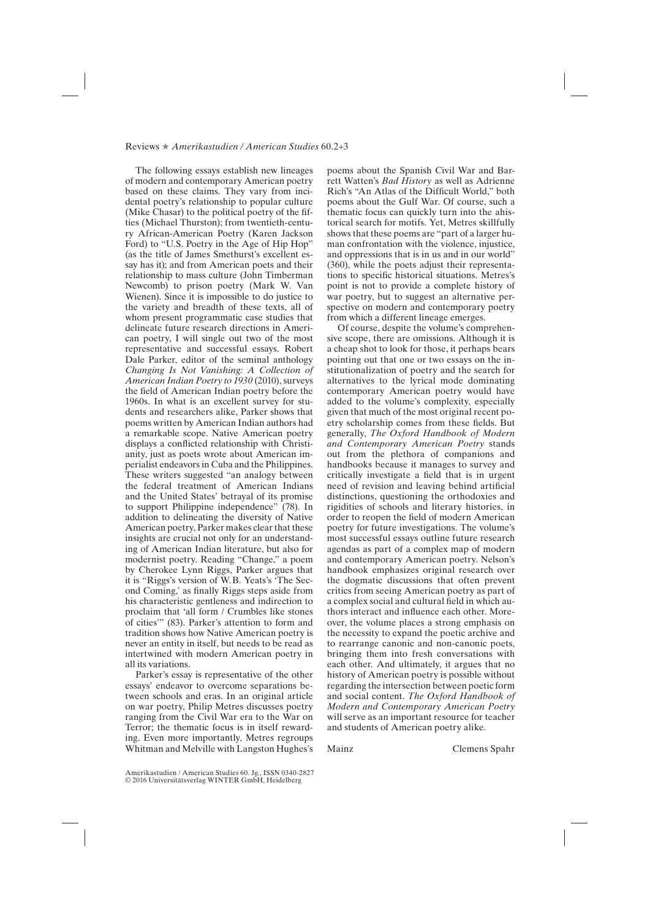The following essays establish new lineages of modern and contemporary American poetry based on these claims. They vary from incidental poetry's relationship to popular culture (Mike Chasar) to the political poetry of the fifties (Michael Thurston); from twentieth-century African-American Poetry (Karen Jackson Ford) to "U.S. Poetry in the Age of Hip Hop" (as the title of James Smethurst's excellent essay has it); and from American poets and their relationship to mass culture (John Timberman Newcomb) to prison poetry (Mark W. Van Wienen). Since it is impossible to do justice to the variety and breadth of these texts, all of whom present programmatic case studies that delineate future research directions in American poetry, I will single out two of the most representative and successful essays. Robert Dale Parker, editor of the seminal anthology *Changing Is Not Vanishing: A Collection of American Indian Poetry to 1930* (2010), surveys the field of American Indian poetry before the 1960s. In what is an excellent survey for students and researchers alike, Parker shows that poems written by American Indian authors had a remarkable scope. Native American poetry displays a conflicted relationship with Christianity, just as poets wrote about American imperialist endeavors in Cuba and the Philippines. These writers suggested "an analogy between the federal treatment of American Indians and the United States' betrayal of its promise to support Philippine independence" (78). In addition to delineating the diversity of Native American poetry, Parker makes clear that these insights are crucial not only for an understanding of American Indian literature, but also for modernist poetry. Reading "Change," a poem by Cherokee Lynn Riggs, Parker argues that it is "Riggs's version of W.B. Yeats's 'The Second Coming,' as finally Riggs steps aside from his characteristic gentleness and indirection to proclaim that 'all form / Crumbles like stones of cities'" (83). Parker's attention to form and tradition shows how Native American poetry is never an entity in itself, but needs to be read as intertwined with modern American poetry in all its variations.

Parker's essay is representative of the other essays' endeavor to overcome separations between schools and eras. In an original article on war poetry, Philip Metres discusses poetry ranging from the Civil War era to the War on Terror; the thematic focus is in itself rewarding. Even more importantly, Metres regroups Whitman and Melville with Langston Hughes's poems about the Spanish Civil War and Barrett Watten's *Bad History* as well as Adrienne Rich's "An Atlas of the Difficult World," both poems about the Gulf War. Of course, such a thematic focus can quickly turn into the ahistorical search for motifs. Yet, Metres skillfully shows that these poems are "part of a larger human confrontation with the violence, injustice, and oppressions that is in us and in our world" (360), while the poets adjust their representations to specific historical situations. Metres's point is not to provide a complete history of war poetry, but to suggest an alternative perspective on modern and contemporary poetry from which a different lineage emerges.

Of course, despite the volume's comprehensive scope, there are omissions. Although it is a cheap shot to look for those, it perhaps bears pointing out that one or two essays on the institutionalization of poetry and the search for alternatives to the lyrical mode dominating contemporary American poetry would have added to the volume's complexity, especially given that much of the most original recent poetry scholarship comes from these fields. But generally, *The Oxford Handbook of Modern and Contemporary American Poetry* stands out from the plethora of companions and handbooks because it manages to survey and critically investigate a field that is in urgent need of revision and leaving behind artificial distinctions, questioning the orthodoxies and rigidities of schools and literary histories, in order to reopen the field of modern American poetry for future investigations. The volume's most successful essays outline future research agendas as part of a complex map of modern and contemporary American poetry. Nelson's handbook emphasizes original research over the dogmatic discussions that often prevent critics from seeing American poetry as part of a complex social and cultural field in which authors interact and influence each other. Moreover, the volume places a strong emphasis on the necessity to expand the poetic archive and to rearrange canonic and non-canonic poets, bringing them into fresh conversations with each other. And ultimately, it argues that no history of American poetry is possible without regarding the intersection between poetic form and social content. *The Oxford Handbook of Modern and Contemporary American Poetry* will serve as an important resource for teacher and students of American poetry alike.

Mainz — Clemens Spahr